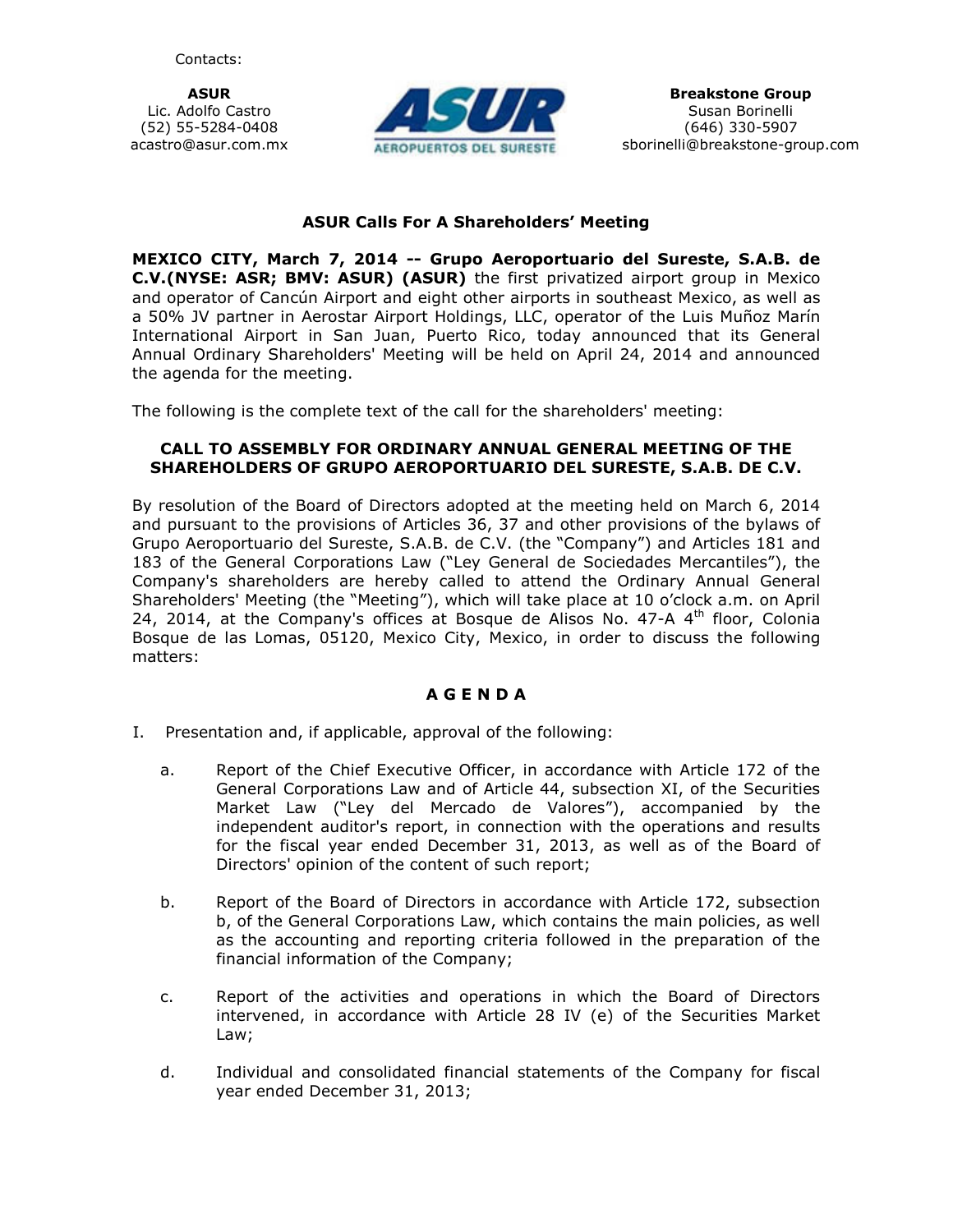Contacts:

**ASUR**
Lic. Adolfo Castro
(52) 55-5284-0408
acastro@asur.com.mx

**Breakstone Group**
Susan Borinelli
(646) 330-5907
sborinelli@breakstone-group.com

## ASUR Calls For A Shareholders' Meeting

**MEXICO CITY, March 7, 2014 -- Grupo Aeroportuario del Sureste, S.A.B. de C.V.(NYSE: ASR; BMV: ASUR) (ASUR)** the first privatized airport group in Mexico and operator of Cancún Airport and eight other airports in southeast Mexico, as well as a 50% JV partner in Aerostar Airport Holdings, LLC, operator of the Luis Muñoz Marín International Airport in San Juan, Puerto Rico, today announced that its General Annual Ordinary Shareholders' Meeting will be held on April 24, 2014 and announced the agenda for the meeting.

The following is the complete text of the call for the shareholders' meeting:

### CALL TO ASSEMBLY FOR ORDINARY ANNUAL GENERAL MEETING OF THE SHAREHOLDERS OF GRUPO AEROPORTUARIO DEL SURESTE, S.A.B. DE C.V.

By resolution of the Board of Directors adopted at the meeting held on March 6, 2014 and pursuant to the provisions of Articles 36, 37 and other provisions of the bylaws of Grupo Aeroportuario del Sureste, S.A.B. de C.V. (the "Company") and Articles 181 and 183 of the General Corporations Law ("Ley General de Sociedades Mercantiles"), the Company's shareholders are hereby called to attend the Ordinary Annual General Shareholders' Meeting (the "Meeting"), which will take place at 10 o'clock a.m. on April 24, 2014, at the Company's offices at Bosque de Alisos No. 47-A 4th floor, Colonia Bosque de las Lomas, 05120, Mexico City, Mexico, in order to discuss the following matters:

### A G E N D A

I. Presentation and, if applicable, approval of the following:

   a. Report of the Chief Executive Officer, in accordance with Article 172 of the General Corporations Law and of Article 44, subsection XI, of the Securities Market Law ("Ley del Mercado de Valores"), accompanied by the independent auditor's report, in connection with the operations and results for the fiscal year ended December 31, 2013, as well as of the Board of Directors' opinion of the content of such report;

   b. Report of the Board of Directors in accordance with Article 172, subsection b, of the General Corporations Law, which contains the main policies, as well as the accounting and reporting criteria followed in the preparation of the financial information of the Company;

   c. Report of the activities and operations in which the Board of Directors intervened, in accordance with Article 28 IV (e) of the Securities Market Law;

   d. Individual and consolidated financial statements of the Company for fiscal year ended December 31, 2013;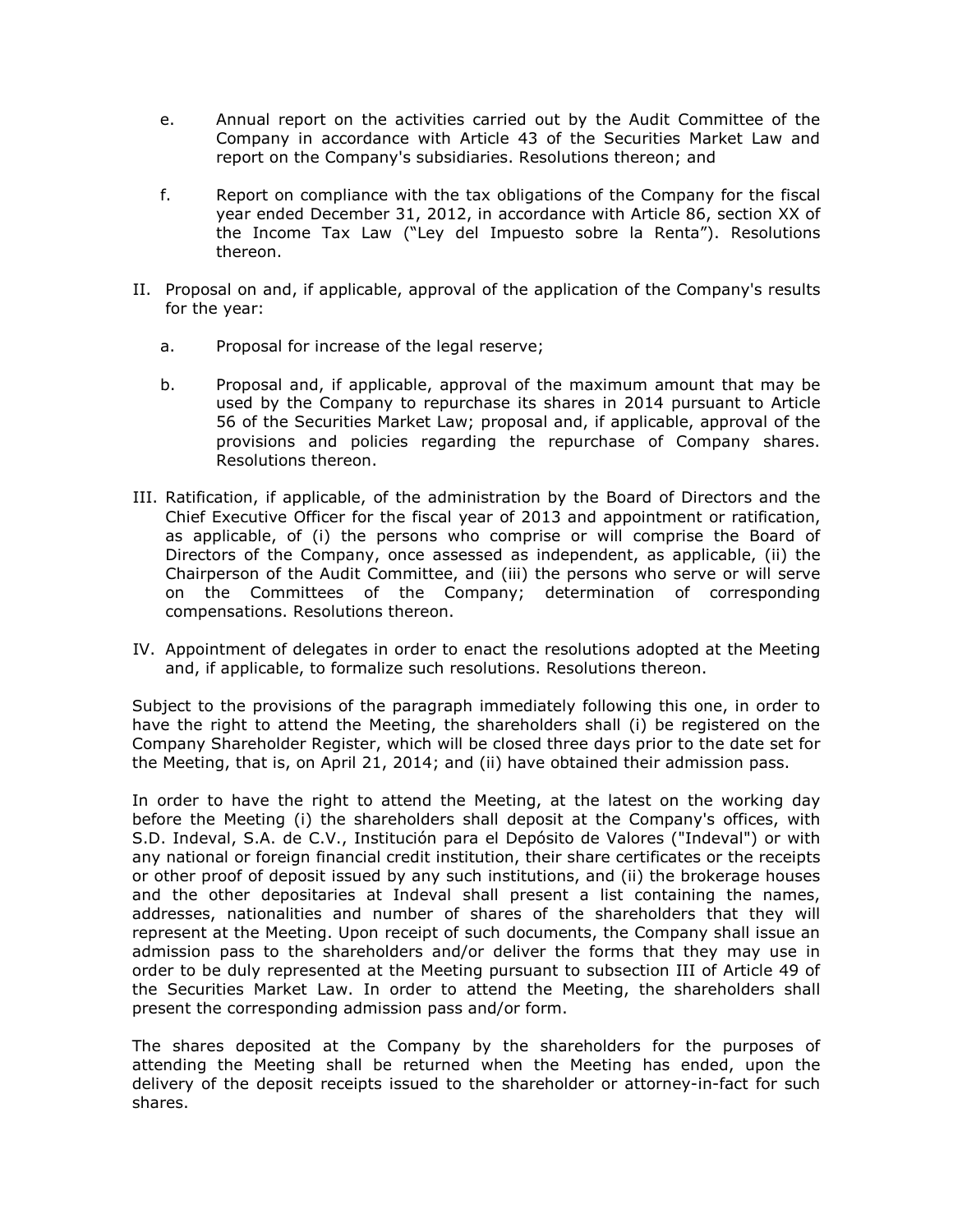e. Annual report on the activities carried out by the Audit Committee of the Company in accordance with Article 43 of the Securities Market Law and report on the Company's subsidiaries. Resolutions thereon; and

f. Report on compliance with the tax obligations of the Company for the fiscal year ended December 31, 2012, in accordance with Article 86, section XX of the Income Tax Law ("Ley del Impuesto sobre la Renta"). Resolutions thereon.

II. Proposal on and, if applicable, approval of the application of the Company's results for the year:

   a. Proposal for increase of the legal reserve;

   b. Proposal and, if applicable, approval of the maximum amount that may be used by the Company to repurchase its shares in 2014 pursuant to Article 56 of the Securities Market Law; proposal and, if applicable, approval of the provisions and policies regarding the repurchase of Company shares. Resolutions thereon.

III. Ratification, if applicable, of the administration by the Board of Directors and the Chief Executive Officer for the fiscal year of 2013 and appointment or ratification, as applicable, of (i) the persons who comprise or will comprise the Board of Directors of the Company, once assessed as independent, as applicable, (ii) the Chairperson of the Audit Committee, and (iii) the persons who serve or will serve on the Committees of the Company; determination of corresponding compensations. Resolutions thereon.

IV. Appointment of delegates in order to enact the resolutions adopted at the Meeting and, if applicable, to formalize such resolutions. Resolutions thereon.

Subject to the provisions of the paragraph immediately following this one, in order to have the right to attend the Meeting, the shareholders shall (i) be registered on the Company Shareholder Register, which will be closed three days prior to the date set for the Meeting, that is, on April 21, 2014; and (ii) have obtained their admission pass.

In order to have the right to attend the Meeting, at the latest on the working day before the Meeting (i) the shareholders shall deposit at the Company's offices, with S.D. Indeval, S.A. de C.V., Institución para el Depósito de Valores ("Indeval") or with any national or foreign financial credit institution, their share certificates or the receipts or other proof of deposit issued by any such institutions, and (ii) the brokerage houses and the other depositaries at Indeval shall present a list containing the names, addresses, nationalities and number of shares of the shareholders that they will represent at the Meeting. Upon receipt of such documents, the Company shall issue an admission pass to the shareholders and/or deliver the forms that they may use in order to be duly represented at the Meeting pursuant to subsection III of Article 49 of the Securities Market Law. In order to attend the Meeting, the shareholders shall present the corresponding admission pass and/or form.

The shares deposited at the Company by the shareholders for the purposes of attending the Meeting shall be returned when the Meeting has ended, upon the delivery of the deposit receipts issued to the shareholder or attorney-in-fact for such shares.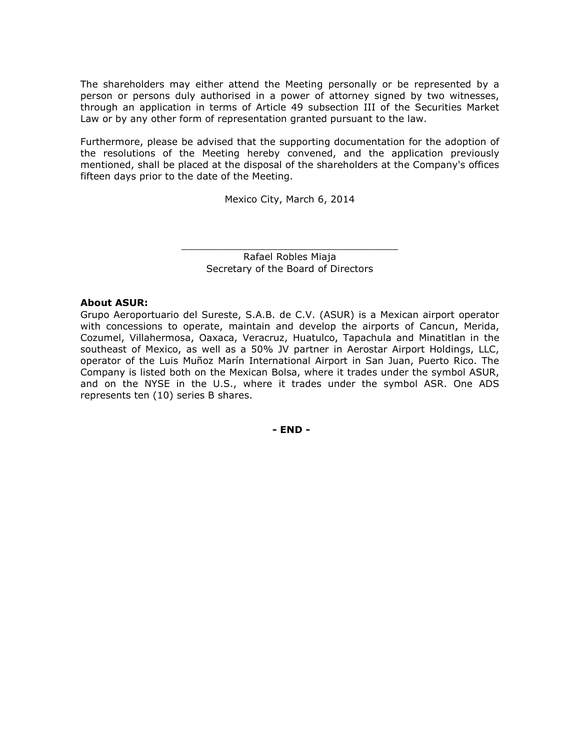The shareholders may either attend the Meeting personally or be represented by a person or persons duly authorised in a power of attorney signed by two witnesses, through an application in terms of Article 49 subsection III of the Securities Market Law or by any other form of representation granted pursuant to the law.

Furthermore, please be advised that the supporting documentation for the adoption of the resolutions of the Meeting hereby convened, and the application previously mentioned, shall be placed at the disposal of the shareholders at the Company's offices fifteen days prior to the date of the Meeting.

Mexico City, March 6, 2014

___________________________________

Rafael Robles Miaja
Secretary of the Board of Directors

**About ASUR:**
Grupo Aeroportuario del Sureste, S.A.B. de C.V. (ASUR) is a Mexican airport operator with concessions to operate, maintain and develop the airports of Cancun, Merida, Cozumel, Villahermosa, Oaxaca, Veracruz, Huatulco, Tapachula and Minatitlan in the southeast of Mexico, as well as a 50% JV partner in Aerostar Airport Holdings, LLC, operator of the Luis Muñoz Marín International Airport in San Juan, Puerto Rico. The Company is listed both on the Mexican Bolsa, where it trades under the symbol ASUR, and on the NYSE in the U.S., where it trades under the symbol ASR. One ADS represents ten (10) series B shares.

**- END -**